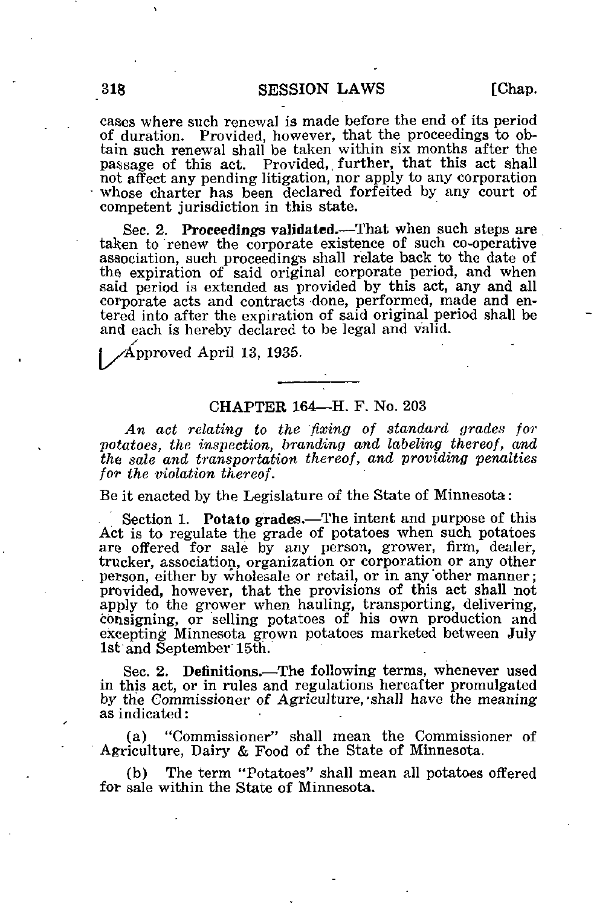cases where such renewal is made before the end of its period of duration. Provided, however, that the proceedings to obtain such renewal shall be taken within six months after the passage of this act. Provided, further, that this act shall not affect any pending litigation, nor apply to any corporation whose charter has been declared forfeited by any court of competent jurisdiction in this state.

Sec. 2. **Proceedings validated.**—That when such steps are taken to renew the corporate existence of such co-operative association, such proceedings shall relate back to the date of the expiration of said original corporate period, and when said period is extended as provided by this act, any and all corporate acts and contracts done, performed, made and entered into after the expiration of said original period shall be and each is hereby declared to be legal and valid.

Approved April 13, 1935.

---

## CHAPTER 164—H. F. No. 203

*An act relating to the fixing of standard grades for potatoes, the inspection, branding and labeling thereof, and the sale and transportation thereof, and providing penalties for the violation thereof.*

Be it enacted by the Legislature of the State of Minnesota:

Section 1. **Potato grades.**—The intent and purpose of this Act is to regulate the grade of potatoes when such potatoes are offered for sale by any person, grower, firm, dealer, trucker, association, organization or corporation or any other person, either by wholesale or retail, or in any other manner; provided, however, that the provisions of this act shall not apply to the grower when hauling, transporting, delivering, consigning, or selling potatoes of his own production and excepting Minnesota grown potatoes marketed between July 1st and September 15th.

Sec. 2. **Definitions.**—The following terms, whenever used in this act, or in rules and regulations hereafter promulgated by the Commissioner of Agriculture, shall have the meaning as indicated:

(a) "Commissioner" shall mean the Commissioner of Agriculture, Dairy & Food of the State of Minnesota.

(b) The term "Potatoes" shall mean all potatoes offered for sale within the State of Minnesota.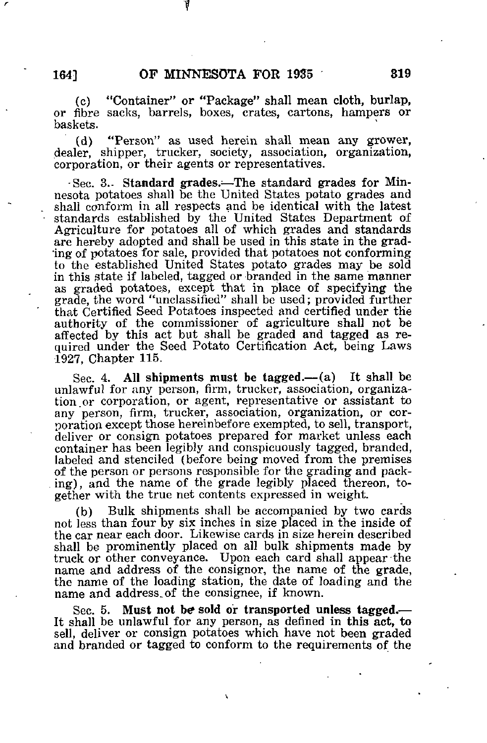(c) "Container" or "Package" shall mean cloth, burlap, or fibre sacks, barrels, boxes, crates, cartons, hampers or baskets.

(d) "Person" as used herein shall mean any grower, dealer, shipper, trucker, society, association, organization, corporation, or their agents or representatives.

Sec. 3. **Standard grades.**—The standard grades for Minnesota potatoes shall be the United States potato grades and shall conform in all respects and be identical with the latest standards established by the United States Department of Agriculture for potatoes all of which grades and standards are hereby adopted and shall be used in this state in the grading of potatoes for sale, provided that potatoes not conforming to the established United States potato grades may be sold in this state if labeled, tagged or branded in the same manner as graded potatoes, except that in place of specifying the grade, the word "unclassified" shall be used; provided further that Certified Seed Potatoes inspected and certified under the authority of the commissioner of agriculture shall not be affected by this act but shall be graded and tagged as required under the Seed Potato Certification Act, being Laws 1927, Chapter 115.

Sec. 4. **All shipments must be tagged.**—(a) It shall be unlawful for any person, firm, trucker, association, organization or corporation, or agent, representative or assistant to any person, firm, trucker, association, organization, or corporation except those hereinbefore exempted, to sell, transport, deliver or consign potatoes prepared for market unless each container has been legibly and conspicuously tagged, branded, labeled and stenciled (before being moved from the premises of the person or persons responsible for the grading and packing), and the name of the grade legibly placed thereon, together with the true net contents expressed in weight.

(b) Bulk shipments shall be accompanied by two cards not less than four by six inches in size placed in the inside of the car near each door. Likewise cards in size herein described shall be prominently placed on all bulk shipments made by truck or other conveyance. Upon each card shall appear the name and address of the consignor, the name of the grade, the name of the loading station, the date of loading and the name and address of the consignee, if known.

Sec. 5. **Must not be sold or transported unless tagged.**—It shall be unlawful for any person, as defined in this act, to sell, deliver or consign potatoes which have not been graded and branded or tagged to conform to the requirements of the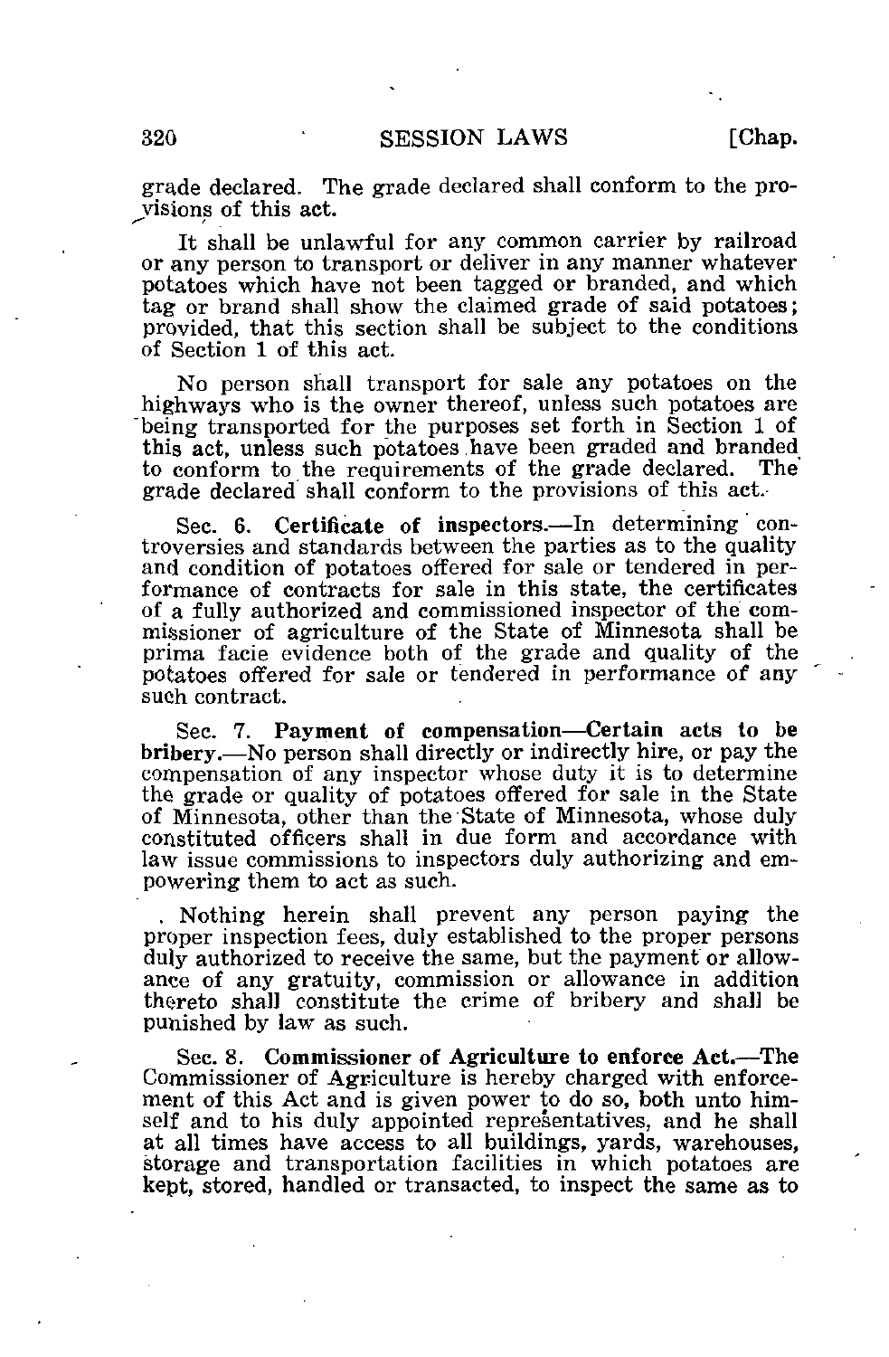grade declared. The grade declared shall conform to the provisions of this act.

It shall be unlawful for any common carrier by railroad or any person to transport or deliver in any manner whatever potatoes which have not been tagged or branded, and which tag or brand shall show the claimed grade of said potatoes; provided, that this section shall be subject to the conditions of Section 1 of this act.

No person shall transport for sale any potatoes on the highways who is the owner thereof, unless such potatoes are being transported for the purposes set forth in Section 1 of this act, unless such potatoes have been graded and branded to conform to the requirements of the grade declared. The grade declared shall conform to the provisions of this act.

Sec. 6. **Certificate of inspectors.**—In determining controversies and standards between the parties as to the quality and condition of potatoes offered for sale or tendered in performance of contracts for sale in this state, the certificates of a fully authorized and commissioned inspector of the commissioner of agriculture of the State of Minnesota shall be prima facie evidence both of the grade and quality of the potatoes offered for sale or tendered in performance of any such contract.

Sec. 7. **Payment of compensation—Certain acts to be bribery.**—No person shall directly or indirectly hire, or pay the compensation of any inspector whose duty it is to determine the grade or quality of potatoes offered for sale in the State of Minnesota, other than the State of Minnesota, whose duly constituted officers shall in due form and accordance with law issue commissions to inspectors duly authorizing and empowering them to act as such.

Nothing herein shall prevent any person paying the proper inspection fees, duly established to the proper persons duly authorized to receive the same, but the payment or allowance of any gratuity, commission or allowance in addition thereto shall constitute the crime of bribery and shall be punished by law as such.

Sec. 8. **Commissioner of Agriculture to enforce Act.**—The Commissioner of Agriculture is hereby charged with enforcement of this Act and is given power to do so, both unto himself and to his duly appointed representatives, and he shall at all times have access to all buildings, yards, warehouses, storage and transportation facilities in which potatoes are kept, stored, handled or transacted, to inspect the same as to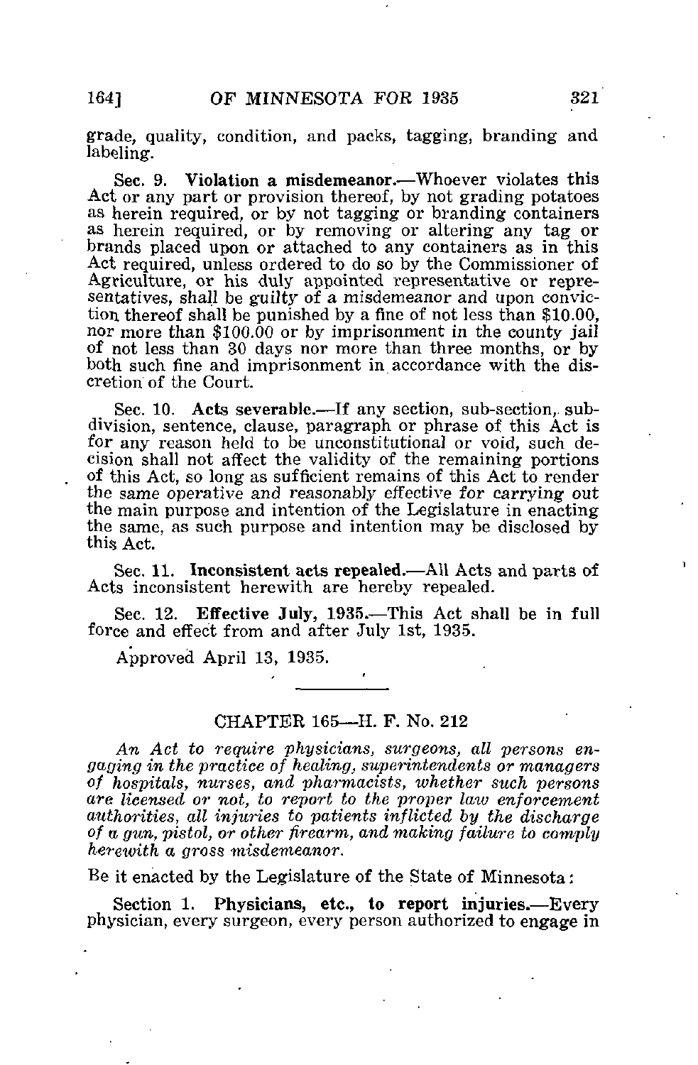grade, quality, condition, and packs, tagging, branding and labeling.

Sec. 9. **Violation a misdemeanor.**—Whoever violates this Act or any part or provision thereof, by not grading potatoes as herein required, or by not tagging or branding containers as herein required, or by removing or altering any tag or brands placed upon or attached to any containers as in this Act required, unless ordered to do so by the Commissioner of Agriculture, or his duly appointed representative or representatives, shall be guilty of a misdemeanor and upon conviction thereof shall be punished by a fine of not less than $10.00, nor more than $100.00 or by imprisonment in the county jail of not less than 30 days nor more than three months, or by both such fine and imprisonment in accordance with the discretion of the Court.

Sec. 10. **Acts severable.**—If any section, sub-section, subdivision, sentence, clause, paragraph or phrase of this Act is for any reason held to be unconstitutional or void, such decision shall not affect the validity of the remaining portions of this Act, so long as sufficient remains of this Act to render the same operative and reasonably effective for carrying out the main purpose and intention of the Legislature in enacting the same, as such purpose and intention may be disclosed by this Act.

Sec. 11. **Inconsistent acts repealed.**—All Acts and parts of Acts inconsistent herewith are hereby repealed.

Sec. 12. **Effective July, 1935.**—This Act shall be in full force and effect from and after July 1st, 1935.

Approved April 13, 1935.

---

## CHAPTER 165—H. F. No. 212

*An Act to require physicians, surgeons, all persons engaging in the practice of healing, superintendents or managers of hospitals, nurses, and pharmacists, whether such persons are licensed or not, to report to the proper law enforcement authorities, all injuries to patients inflicted by the discharge of a gun, pistol, or other firearm, and making failure to comply herewith a gross misdemeanor.*

Be it enacted by the Legislature of the State of Minnesota:

Section 1. **Physicians, etc., to report injuries.**—Every physician, every surgeon, every person authorized to engage in